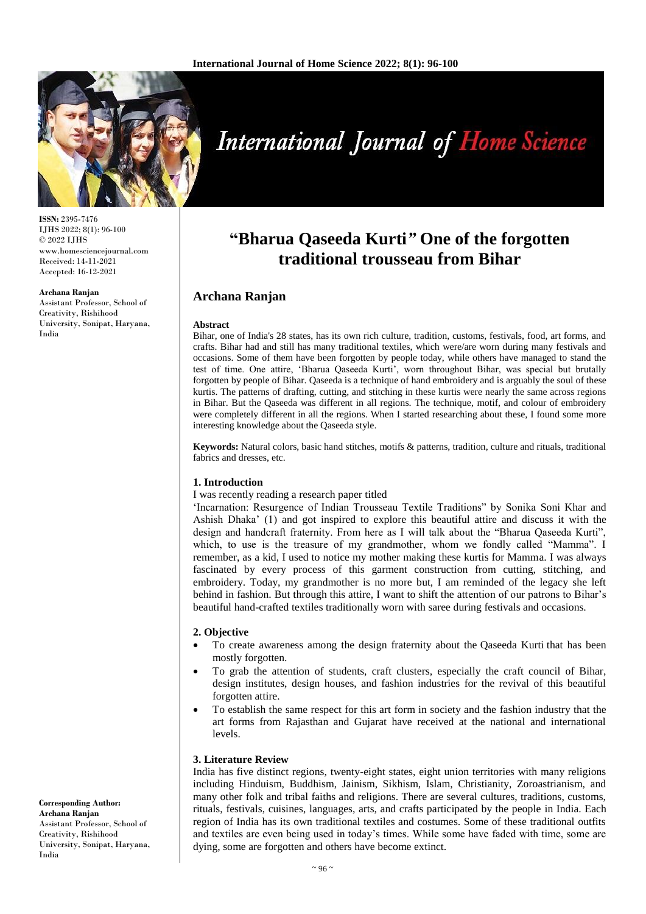# "Bharua Qaseeda Kurti" One of the forgotten traditional trousseau from Bihar

**ISSN:** 2395-7476
IJHS 2022; 8(1): 96-100
© 2022 IJHS
www.homesciencejournal.com
Received: 14-11-2021
Accepted: 16-12-2021

**Archana Ranjan**
Assistant Professor, School of Creativity, Rishihood University, Sonipat, Haryana, India

**Corresponding Author:**
**Archana Ranjan**
Assistant Professor, School of Creativity, Rishihood University, Sonipat, Haryana, India

## Archana Ranjan

**Abstract**

Bihar, one of India's 28 states, has its own rich culture, tradition, customs, festivals, food, art forms, and crafts. Bihar had and still has many traditional textiles, which were/are worn during many festivals and occasions. Some of them have been forgotten by people today, while others have managed to stand the test of time. One attire, 'Bharua Qaseeda Kurti', worn throughout Bihar, was special but brutally forgotten by people of Bihar. Qaseeda is a technique of hand embroidery and is arguably the soul of these kurtis. The patterns of drafting, cutting, and stitching in these kurtis were nearly the same across regions in Bihar. But the Qaseeda was different in all regions. The technique, motif, and colour of embroidery were completely different in all the regions. When I started researching about these, I found some more interesting knowledge about the Qaseeda style.

**Keywords:** Natural colors, basic hand stitches, motifs & patterns, tradition, culture and rituals, traditional fabrics and dresses, etc.

## 1. Introduction

I was recently reading a research paper titled

'Incarnation: Resurgence of Indian Trousseau Textile Traditions" by Sonika Soni Khar and Ashish Dhaka' (1) and got inspired to explore this beautiful attire and discuss it with the design and handcraft fraternity. From here as I will talk about the "Bharua Qaseeda Kurti", which, to use is the treasure of my grandmother, whom we fondly called "Mamma". I remember, as a kid, I used to notice my mother making these kurtis for Mamma. I was always fascinated by every process of this garment construction from cutting, stitching, and embroidery. Today, my grandmother is no more but, I am reminded of the legacy she left behind in fashion. But through this attire, I want to shift the attention of our patrons to Bihar's beautiful hand-crafted textiles traditionally worn with saree during festivals and occasions.

## 2. Objective

- To create awareness among the design fraternity about the Qaseeda Kurti that has been mostly forgotten.
- To grab the attention of students, craft clusters, especially the craft council of Bihar, design institutes, design houses, and fashion industries for the revival of this beautiful forgotten attire.
- To establish the same respect for this art form in society and the fashion industry that the art forms from Rajasthan and Gujarat have received at the national and international levels.

## 3. Literature Review

India has five distinct regions, twenty-eight states, eight union territories with many religions including Hinduism, Buddhism, Jainism, Sikhism, Islam, Christianity, Zoroastrianism, and many other folk and tribal faiths and religions. There are several cultures, traditions, customs, rituals, festivals, cuisines, languages, arts, and crafts participated by the people in India. Each region of India has its own traditional textiles and costumes. Some of these traditional outfits and textiles are even being used in today's times. While some have faded with time, some are dying, some are forgotten and others have become extinct.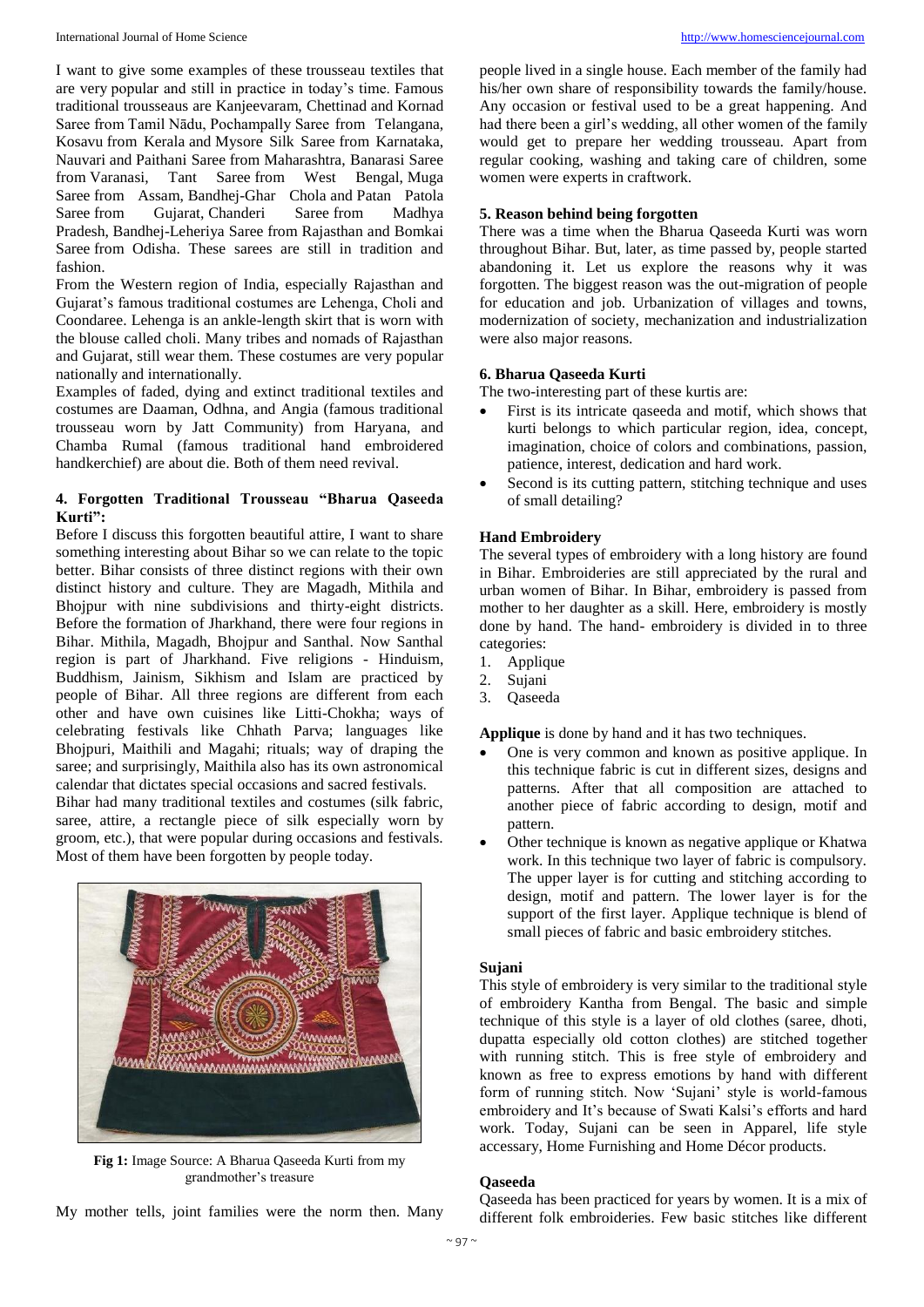I want to give some examples of these trousseau textiles that are very popular and still in practice in today's time. Famous traditional trousseaus are Kanjeevaram, Chettinad and Kornad Saree from Tamil Nādu, Pochampally Saree from Telangana, Kosavu from Kerala and Mysore Silk Saree from Karnataka, Nauvari and Paithani Saree from Maharashtra, Banarasi Saree from Varanasi, Tant Saree from West Bengal, Muga Saree from Assam, Bandhej-Ghar Chola and Patan Patola Saree from Gujarat, Chanderi Saree from Madhya Pradesh, Bandhej-Leheriya Saree from Rajasthan and Bomkai Saree from Odisha. These sarees are still in tradition and fashion.

From the Western region of India, especially Rajasthan and Gujarat's famous traditional costumes are Lehenga, Choli and Coondaree. Lehenga is an ankle-length skirt that is worn with the blouse called choli. Many tribes and nomads of Rajasthan and Gujarat, still wear them. These costumes are very popular nationally and internationally.

Examples of faded, dying and extinct traditional textiles and costumes are Daaman, Odhna, and Angia (famous traditional trousseau worn by Jatt Community) from Haryana, and Chamba Rumal (famous traditional hand embroidered handkerchief) are about die. Both of them need revival.

### 4. Forgotten Traditional Trousseau "Bharua Qaseeda Kurti":

Before I discuss this forgotten beautiful attire, I want to share something interesting about Bihar so we can relate to the topic better. Bihar consists of three distinct regions with their own distinct history and culture. They are Magadh, Mithila and Bhojpur with nine subdivisions and thirty-eight districts. Before the formation of Jharkhand, there were four regions in Bihar. Mithila, Magadh, Bhojpur and Santhal. Now Santhal region is part of Jharkhand. Five religions - Hinduism, Buddhism, Jainism, Sikhism and Islam are practiced by people of Bihar. All three regions are different from each other and have own cuisines like Litti-Chokha; ways of celebrating festivals like Chhath Parva; languages like Bhojpuri, Maithili and Magahi; rituals; way of draping the saree; and surprisingly, Maithila also has its own astronomical calendar that dictates special occasions and sacred festivals.

Bihar had many traditional textiles and costumes (silk fabric, saree, attire, a rectangle piece of silk especially worn by groom, etc.), that were popular during occasions and festivals. Most of them have been forgotten by people today.

**Fig 1:** Image Source: A Bharua Qaseeda Kurti from my grandmother's treasure

My mother tells, joint families were the norm then. Many people lived in a single house. Each member of the family had his/her own share of responsibility towards the family/house. Any occasion or festival used to be a great happening. And had there been a girl's wedding, all other women of the family would get to prepare her wedding trousseau. Apart from regular cooking, washing and taking care of children, some women were experts in craftwork.

### 5. Reason behind being forgotten

There was a time when the Bharua Qaseeda Kurti was worn throughout Bihar. But, later, as time passed by, people started abandoning it. Let us explore the reasons why it was forgotten. The biggest reason was the out-migration of people for education and job. Urbanization of villages and towns, modernization of society, mechanization and industrialization were also major reasons.

### 6. Bharua Qaseeda Kurti

The two-interesting part of these kurtis are:

- First is its intricate qaseeda and motif, which shows that kurti belongs to which particular region, idea, concept, imagination, choice of colors and combinations, passion, patience, interest, dedication and hard work.
- Second is its cutting pattern, stitching technique and uses of small detailing?

#### Hand Embroidery

The several types of embroidery with a long history are found in Bihar. Embroideries are still appreciated by the rural and urban women of Bihar. In Bihar, embroidery is passed from mother to her daughter as a skill. Here, embroidery is mostly done by hand. The hand- embroidery is divided in to three categories:

1. Applique
2. Sujani
3. Qaseeda

**Applique** is done by hand and it has two techniques.

- One is very common and known as positive applique. In this technique fabric is cut in different sizes, designs and patterns. After that all composition are attached to another piece of fabric according to design, motif and pattern.
- Other technique is known as negative applique or Khatwa work. In this technique two layer of fabric is compulsory. The upper layer is for cutting and stitching according to design, motif and pattern. The lower layer is for the support of the first layer. Applique technique is blend of small pieces of fabric and basic embroidery stitches.

#### Sujani

This style of embroidery is very similar to the traditional style of embroidery Kantha from Bengal. The basic and simple technique of this style is a layer of old clothes (saree, dhoti, dupatta especially old cotton clothes) are stitched together with running stitch. This is free style of embroidery and known as free to express emotions by hand with different form of running stitch. Now 'Sujani' style is world-famous embroidery and It's because of Swati Kalsi's efforts and hard work. Today, Sujani can be seen in Apparel, life style accessary, Home Furnishing and Home Décor products.

#### Qaseeda

Qaseeda has been practiced for years by women. It is a mix of different folk embroideries. Few basic stitches like different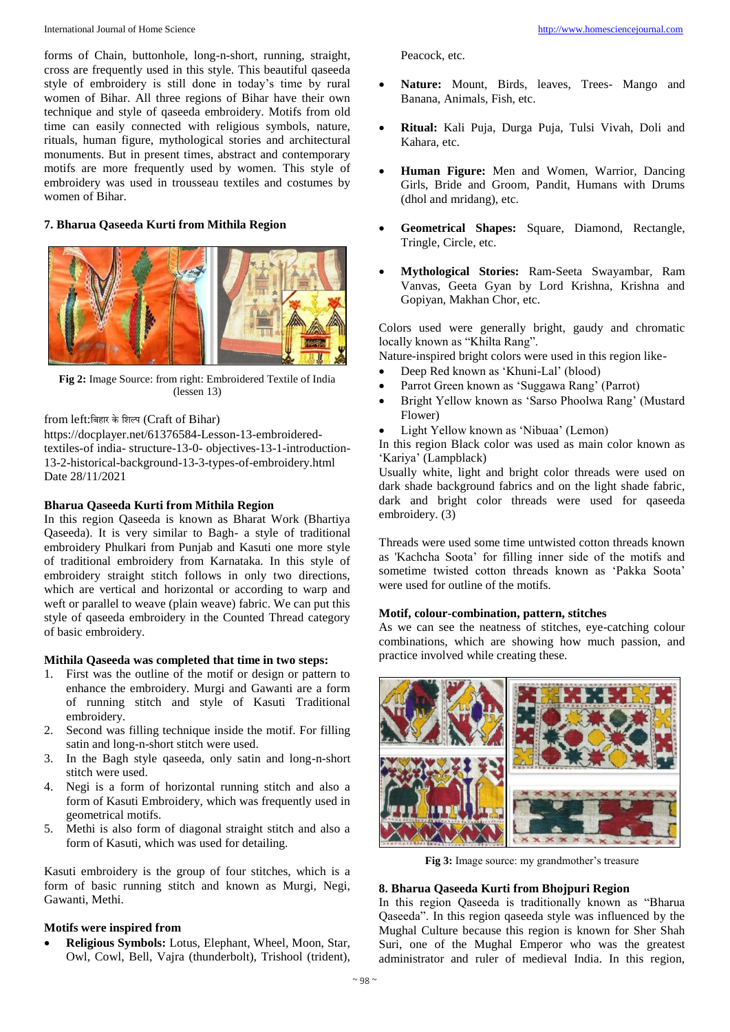forms of Chain, buttonhole, long-n-short, running, straight, cross are frequently used in this style. This beautiful qaseeda style of embroidery is still done in today's time by rural women of Bihar. All three regions of Bihar have their own technique and style of qaseeda embroidery. Motifs from old time can easily connected with religious symbols, nature, rituals, human figure, mythological stories and architectural monuments. But in present times, abstract and contemporary motifs are more frequently used by women. This style of embroidery was used in trousseau textiles and costumes by women of Bihar.

### 7. Bharua Qaseeda Kurti from Mithila Region

**Fig 2:** Image Source: from right: Embroidered Textile of India (lessen 13)

from left:बिहार के शिल्प (Craft of Bihar)
https://docplayer.net/61376584-Lesson-13-embroidered-textiles-of india- structure-13-0- objectives-13-1-introduction-13-2-historical-background-13-3-types-of-embroidery.html
Date 28/11/2021

### Bharua Qaseeda Kurti from Mithila Region

In this region Qaseeda is known as Bharat Work (Bhartiya Qaseeda). It is very similar to Bagh- a style of traditional embroidery Phulkari from Punjab and Kasuti one more style of traditional embroidery from Karnataka. In this style of embroidery straight stitch follows in only two directions, which are vertical and horizontal or according to warp and weft or parallel to weave (plain weave) fabric. We can put this style of qaseeda embroidery in the Counted Thread category of basic embroidery.

### Mithila Qaseeda was completed that time in two steps:

1. First was the outline of the motif or design or pattern to enhance the embroidery. Murgi and Gawanti are a form of running stitch and style of Kasuti Traditional embroidery.
2. Second was filling technique inside the motif. For filling satin and long-n-short stitch were used.
3. In the Bagh style qaseeda, only satin and long-n-short stitch were used.
4. Negi is a form of horizontal running stitch and also a form of Kasuti Embroidery, which was frequently used in geometrical motifs.
5. Methi is also form of diagonal straight stitch and also a form of Kasuti, which was used for detailing.

Kasuti embroidery is the group of four stitches, which is a form of basic running stitch and known as Murgi, Negi, Gawanti, Methi.

### Motifs were inspired from

- **Religious Symbols:** Lotus, Elephant, Wheel, Moon, Star, Owl, Cowl, Bell, Vajra (thunderbolt), Trishool (trident), Peacock, etc.
- **Nature:** Mount, Birds, leaves, Trees- Mango and Banana, Animals, Fish, etc.
- **Ritual:** Kali Puja, Durga Puja, Tulsi Vivah, Doli and Kahara, etc.
- **Human Figure:** Men and Women, Warrior, Dancing Girls, Bride and Groom, Pandit, Humans with Drums (dhol and mridang), etc.
- **Geometrical Shapes:** Square, Diamond, Rectangle, Tringle, Circle, etc.
- **Mythological Stories:** Ram-Seeta Swayambar, Ram Vanvas, Geeta Gyan by Lord Krishna, Krishna and Gopiyan, Makhan Chor, etc.

Colors used were generally bright, gaudy and chromatic locally known as "Khilta Rang".
Nature-inspired bright colors were used in this region like-

- Deep Red known as 'Khuni-Lal' (blood)
- Parrot Green known as 'Suggawa Rang' (Parrot)
- Bright Yellow known as 'Sarso Phoolwa Rang' (Mustard Flower)
- Light Yellow known as 'Nibuaa' (Lemon)

In this region Black color was used as main color known as 'Kariya' (Lampblack)
Usually white, light and bright color threads were used on dark shade background fabrics and on the light shade fabric, dark and bright color threads were used for qaseeda embroidery. (3)

Threads were used some time untwisted cotton threads known as 'Kachcha Soota' for filling inner side of the motifs and sometime twisted cotton threads known as 'Pakka Soota' were used for outline of the motifs.

### Motif, colour-combination, pattern, stitches

As we can see the neatness of stitches, eye-catching colour combinations, which are showing how much passion, and practice involved while creating these.

**Fig 3:** Image source: my grandmother's treasure

### 8. Bharua Qaseeda Kurti from Bhojpuri Region

In this region Qaseeda is traditionally known as "Bharua Qaseeda". In this region qaseeda style was influenced by the Mughal Culture because this region is known for Sher Shah Suri, one of the Mughal Emperor who was the greatest administrator and ruler of medieval India. In this region,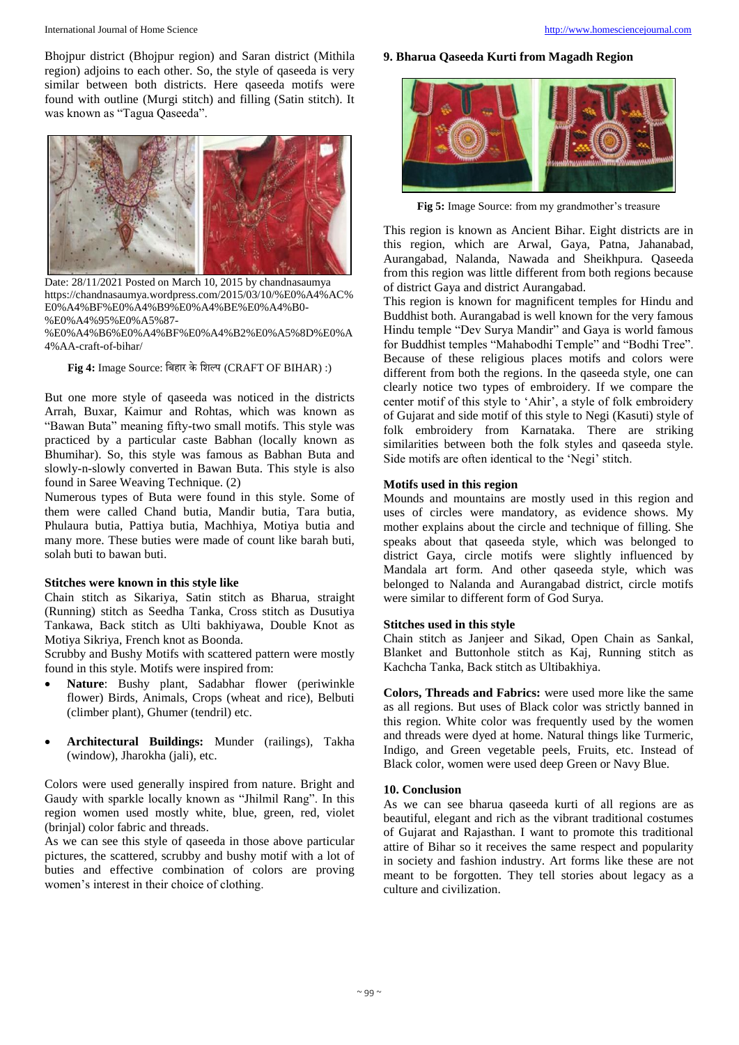Bhojpur district (Bhojpur region) and Saran district (Mithila region) adjoins to each other. So, the style of qaseeda is very similar between both districts. Here qaseeda motifs were found with outline (Murgi stitch) and filling (Satin stitch). It was known as "Tagua Qaseeda".

Date: 28/11/2021 Posted on March 10, 2015 by chandnasaumya https://chandnasaumya.wordpress.com/2015/03/10/%E0%A4%AC%E0%A4%BF%E0%A4%B9%E0%A4%BE%E0%A4%B0-%E0%A4%95%E0%A5%87-%E0%A4%B6%E0%A4%BF%E0%A4%B2%E0%A5%8D%E0%A4%AA-craft-of-bihar/

**Fig 4:** Image Source: बिहार के शिल्प (CRAFT OF BIHAR) :)

But one more style of qaseeda was noticed in the districts Arrah, Buxar, Kaimur and Rohtas, which was known as "Bawan Buta" meaning fifty-two small motifs. This style was practiced by a particular caste Babhan (locally known as Bhumihar). So, this style was famous as Babhan Buta and slowly-n-slowly converted in Bawan Buta. This style is also found in Saree Weaving Technique. (2)

Numerous types of Buta were found in this style. Some of them were called Chand butia, Mandir butia, Tara butia, Phulaura butia, Pattiya butia, Machhiya, Motiya butia and many more. These buties were made of count like barah buti, solah buti to bawan buti.

### Stitches were known in this style like

Chain stitch as Sikariya, Satin stitch as Bharua, straight (Running) stitch as Seedha Tanka, Cross stitch as Dusutiya Tankawa, Back stitch as Ulti bakhiyawa, Double Knot as Motiya Sikriya, French knot as Boonda.

Scrubby and Bushy Motifs with scattered pattern were mostly found in this style. Motifs were inspired from:

- **Nature**: Bushy plant, Sadabhar flower (periwinkle flower) Birds, Animals, Crops (wheat and rice), Belbuti (climber plant), Ghumer (tendril) etc.
- **Architectural Buildings:** Munder (railings), Takha (window), Jharokha (jali), etc.

Colors were used generally inspired from nature. Bright and Gaudy with sparkle locally known as "Jhilmil Rang". In this region women used mostly white, blue, green, red, violet (brinjal) color fabric and threads.

As we can see this style of qaseeda in those above particular pictures, the scattered, scrubby and bushy motif with a lot of buties and effective combination of colors are proving women's interest in their choice of clothing.

### 9. Bharua Qaseeda Kurti from Magadh Region

**Fig 5:** Image Source: from my grandmother's treasure

This region is known as Ancient Bihar. Eight districts are in this region, which are Arwal, Gaya, Patna, Jahanabad, Aurangabad, Nalanda, Nawada and Sheikhpura. Qaseeda from this region was little different from both regions because of district Gaya and district Aurangabad.

This region is known for magnificent temples for Hindu and Buddhist both. Aurangabad is well known for the very famous Hindu temple "Dev Surya Mandir" and Gaya is world famous for Buddhist temples "Mahabodhi Temple" and "Bodhi Tree". Because of these religious places motifs and colors were different from both the regions. In the qaseeda style, one can clearly notice two types of embroidery. If we compare the center motif of this style to 'Ahir', a style of folk embroidery of Gujarat and side motif of this style to Negi (Kasuti) style of folk embroidery from Karnataka. There are striking similarities between both the folk styles and qaseeda style. Side motifs are often identical to the 'Negi' stitch.

### Motifs used in this region

Mounds and mountains are mostly used in this region and uses of circles were mandatory, as evidence shows. My mother explains about the circle and technique of filling. She speaks about that qaseeda style, which was belonged to district Gaya, circle motifs were slightly influenced by Mandala art form. And other qaseeda style, which was belonged to Nalanda and Aurangabad district, circle motifs were similar to different form of God Surya.

### Stitches used in this style

Chain stitch as Janjeer and Sikad, Open Chain as Sankal, Blanket and Buttonhole stitch as Kaj, Running stitch as Kachcha Tanka, Back stitch as Ultibakhiya.

**Colors, Threads and Fabrics:** were used more like the same as all regions. But uses of Black color was strictly banned in this region. White color was frequently used by the women and threads were dyed at home. Natural things like Turmeric, Indigo, and Green vegetable peels, Fruits, etc. Instead of Black color, women were used deep Green or Navy Blue.

### 10. Conclusion

As we can see bharua qaseeda kurti of all regions are as beautiful, elegant and rich as the vibrant traditional costumes of Gujarat and Rajasthan. I want to promote this traditional attire of Bihar so it receives the same respect and popularity in society and fashion industry. Art forms like these are not meant to be forgotten. They tell stories about legacy as a culture and civilization.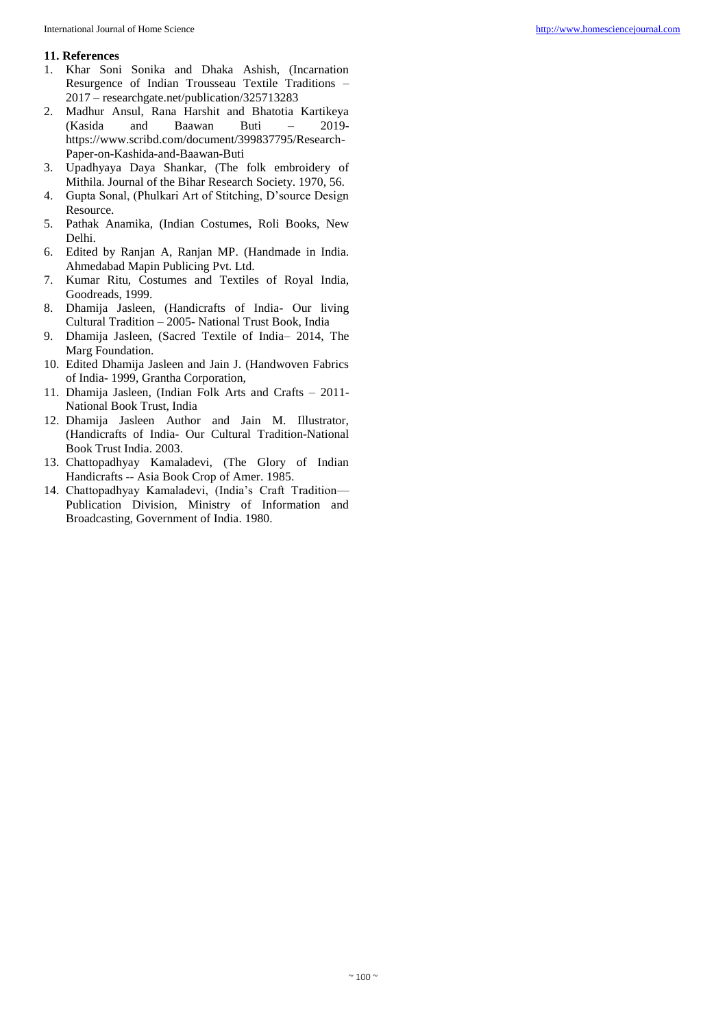## 11. References

1. Khar Soni Sonika and Dhaka Ashish, (Incarnation Resurgence of Indian Trousseau Textile Traditions – 2017 – researchgate.net/publication/325713283
2. Madhur Ansul, Rana Harshit and Bhatotia Kartikeya (Kasida and Baawan Buti – 2019- https://www.scribd.com/document/399837795/Research-Paper-on-Kashida-and-Baawan-Buti
3. Upadhyaya Daya Shankar, (The folk embroidery of Mithila. Journal of the Bihar Research Society. 1970, 56.
4. Gupta Sonal, (Phulkari Art of Stitching, D'source Design Resource.
5. Pathak Anamika, (Indian Costumes, Roli Books, New Delhi.
6. Edited by Ranjan A, Ranjan MP. (Handmade in India. Ahmedabad Mapin Publicing Pvt. Ltd.
7. Kumar Ritu, Costumes and Textiles of Royal India, Goodreads, 1999.
8. Dhamija Jasleen, (Handicrafts of India- Our living Cultural Tradition – 2005- National Trust Book, India
9. Dhamija Jasleen, (Sacred Textile of India– 2014, The Marg Foundation.
10. Edited Dhamija Jasleen and Jain J. (Handwoven Fabrics of India- 1999, Grantha Corporation,
11. Dhamija Jasleen, (Indian Folk Arts and Crafts – 2011- National Book Trust, India
12. Dhamija Jasleen Author and Jain M. Illustrator, (Handicrafts of India- Our Cultural Tradition-National Book Trust India. 2003.
13. Chattopadhyay Kamaladevi, (The Glory of Indian Handicrafts -- Asia Book Crop of Amer. 1985.
14. Chattopadhyay Kamaladevi, (India's Craft Tradition— Publication Division, Ministry of Information and Broadcasting, Government of India. 1980.